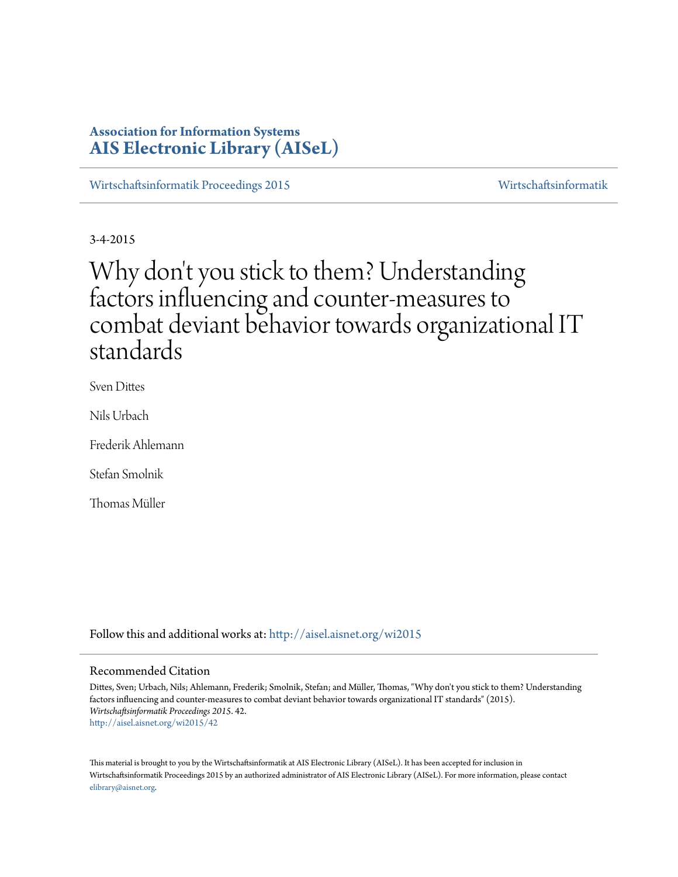# Association for Information Systems
# AIS Electronic Library (AISeL)

Wirtschaftsinformatik Proceedings 2015 | Wirtschaftsinformatik

3-4-2015

# Why don't you stick to them? Understanding factors influencing and counter-measures to combat deviant behavior towards organizational IT standards

Sven Dittes

Nils Urbach

Frederik Ahlemann

Stefan Smolnik

Thomas Müller

Follow this and additional works at: http://aisel.aisnet.org/wi2015

## Recommended Citation

Dittes, Sven; Urbach, Nils; Ahlemann, Frederik; Smolnik, Stefan; and Müller, Thomas, "Why don't you stick to them? Understanding factors influencing and counter-measures to combat deviant behavior towards organizational IT standards" (2015). *Wirtschaftsinformatik Proceedings 2015*. 42.
http://aisel.aisnet.org/wi2015/42

This material is brought to you by the Wirtschaftsinformatik at AIS Electronic Library (AISeL). It has been accepted for inclusion in Wirtschaftsinformatik Proceedings 2015 by an authorized administrator of AIS Electronic Library (AISeL). For more information, please contact elibrary@aisnet.org.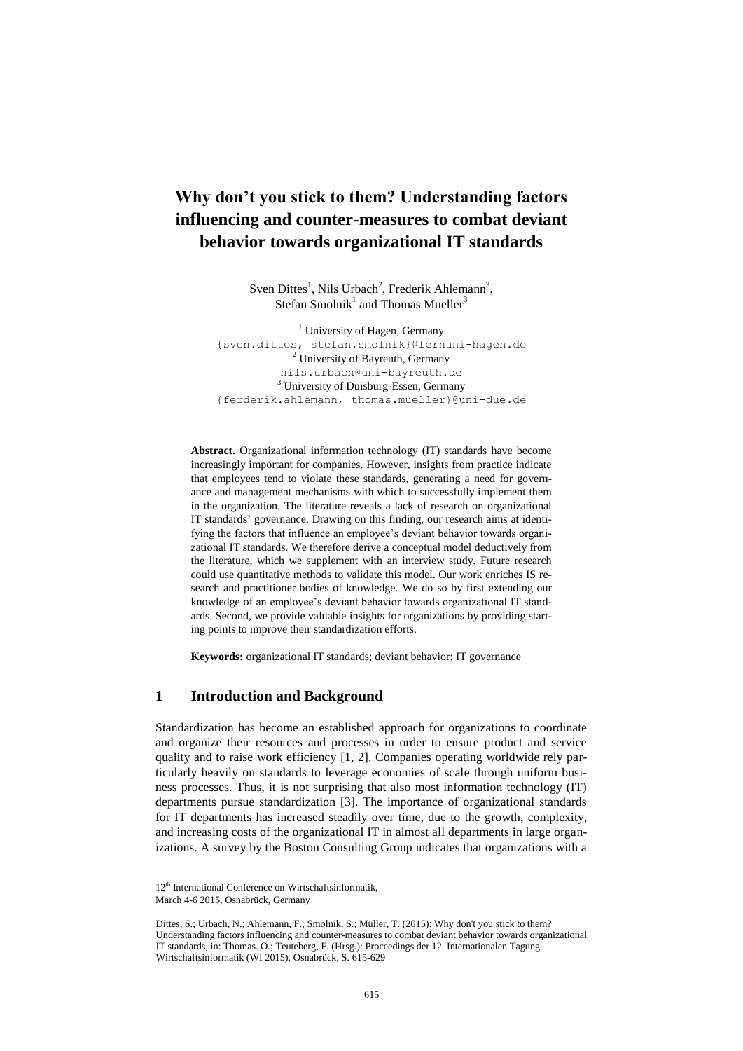# Why don't you stick to them? Understanding factors influencing and counter-measures to combat deviant behavior towards organizational IT standards

Sven Dittes[1], Nils Urbach[2], Frederik Ahlemann[3], Stefan Smolnik[1] and Thomas Mueller[3]

[1] University of Hagen, Germany
{sven.dittes, stefan.smolnik}@fernuni-hagen.de
[2] University of Bayreuth, Germany
nils.urbach@uni-bayreuth.de
[3] University of Duisburg-Essen, Germany
{ferderik.ahlemann, thomas.mueller}@uni-due.de

**Abstract.** Organizational information technology (IT) standards have become increasingly important for companies. However, insights from practice indicate that employees tend to violate these standards, generating a need for governance and management mechanisms with which to successfully implement them in the organization. The literature reveals a lack of research on organizational IT standards' governance. Drawing on this finding, our research aims at identifying the factors that influence an employee's deviant behavior towards organizational IT standards. We therefore derive a conceptual model deductively from the literature, which we supplement with an interview study. Future research could use quantitative methods to validate this model. Our work enriches IS research and practitioner bodies of knowledge. We do so by first extending our knowledge of an employee's deviant behavior towards organizational IT standards. Second, we provide valuable insights for organizations by providing starting points to improve their standardization efforts.

**Keywords:** organizational IT standards; deviant behavior; IT governance

## 1 Introduction and Background

Standardization has become an established approach for organizations to coordinate and organize their resources and processes in order to ensure product and service quality and to raise work efficiency [1, 2]. Companies operating worldwide rely particularly heavily on standards to leverage economies of scale through uniform business processes. Thus, it is not surprising that also most information technology (IT) departments pursue standardization [3]. The importance of organizational standards for IT departments has increased steadily over time, due to the growth, complexity, and increasing costs of the organizational IT in almost all departments in large organizations. A survey by the Boston Consulting Group indicates that organizations with a

12th International Conference on Wirtschaftsinformatik,
March 4-6 2015, Osnabrück, Germany

Dittes, S.; Urbach, N.; Ahlemann, F.; Smolnik, S.; Müller, T. (2015): Why don't you stick to them? Understanding factors influencing and counter-measures to combat deviant behavior towards organizational IT standards, in: Thomas. O.; Teuteberg, F. (Hrsg.): Proceedings der 12. Internationalen Tagung Wirtschaftsinformatik (WI 2015), Osnabrück, S. 615-629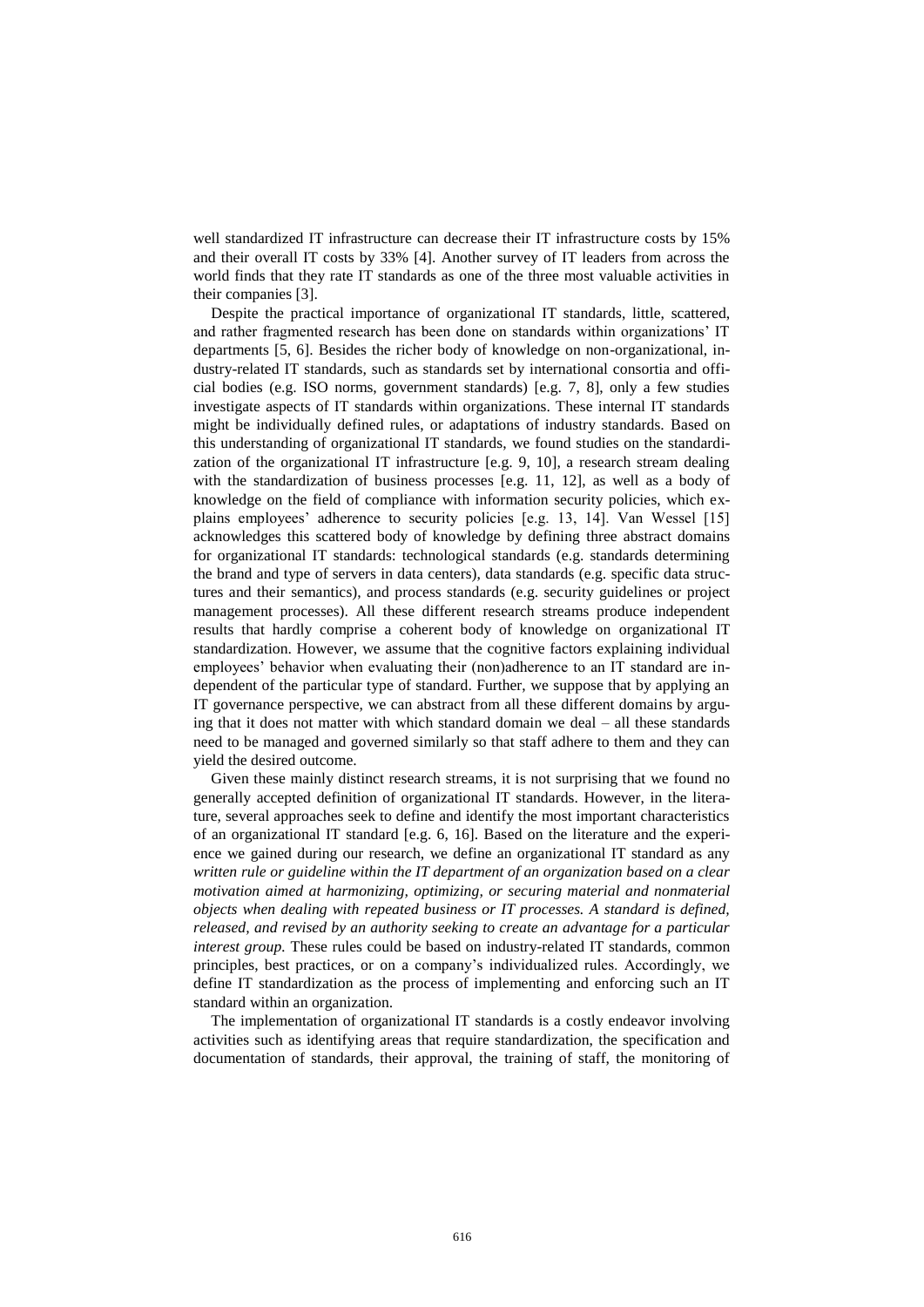well standardized IT infrastructure can decrease their IT infrastructure costs by 15% and their overall IT costs by 33% [4]. Another survey of IT leaders from across the world finds that they rate IT standards as one of the three most valuable activities in their companies [3].

Despite the practical importance of organizational IT standards, little, scattered, and rather fragmented research has been done on standards within organizations' IT departments [5, 6]. Besides the richer body of knowledge on non-organizational, industry-related IT standards, such as standards set by international consortia and official bodies (e.g. ISO norms, government standards) [e.g. 7, 8], only a few studies investigate aspects of IT standards within organizations. These internal IT standards might be individually defined rules, or adaptations of industry standards. Based on this understanding of organizational IT standards, we found studies on the standardization of the organizational IT infrastructure [e.g. 9, 10], a research stream dealing with the standardization of business processes [e.g. 11, 12], as well as a body of knowledge on the field of compliance with information security policies, which explains employees' adherence to security policies [e.g. 13, 14]. Van Wessel [15] acknowledges this scattered body of knowledge by defining three abstract domains for organizational IT standards: technological standards (e.g. standards determining the brand and type of servers in data centers), data standards (e.g. specific data structures and their semantics), and process standards (e.g. security guidelines or project management processes). All these different research streams produce independent results that hardly comprise a coherent body of knowledge on organizational IT standardization. However, we assume that the cognitive factors explaining individual employees' behavior when evaluating their (non)adherence to an IT standard are independent of the particular type of standard. Further, we suppose that by applying an IT governance perspective, we can abstract from all these different domains by arguing that it does not matter with which standard domain we deal – all these standards need to be managed and governed similarly so that staff adhere to them and they can yield the desired outcome.

Given these mainly distinct research streams, it is not surprising that we found no generally accepted definition of organizational IT standards. However, in the literature, several approaches seek to define and identify the most important characteristics of an organizational IT standard [e.g. 6, 16]. Based on the literature and the experience we gained during our research, we define an organizational IT standard as any *written rule or guideline within the IT department of an organization based on a clear motivation aimed at harmonizing, optimizing, or securing material and nonmaterial objects when dealing with repeated business or IT processes. A standard is defined, released, and revised by an authority seeking to create an advantage for a particular interest group.* These rules could be based on industry-related IT standards, common principles, best practices, or on a company's individualized rules. Accordingly, we define IT standardization as the process of implementing and enforcing such an IT standard within an organization.

The implementation of organizational IT standards is a costly endeavor involving activities such as identifying areas that require standardization, the specification and documentation of standards, their approval, the training of staff, the monitoring of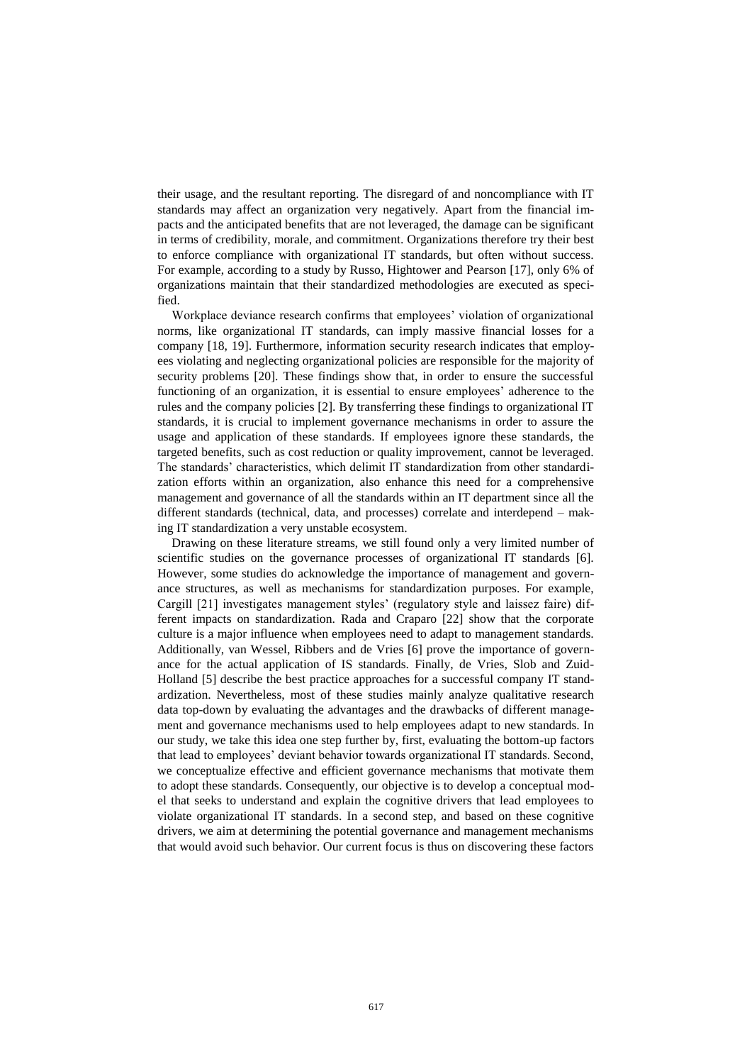their usage, and the resultant reporting. The disregard of and noncompliance with IT standards may affect an organization very negatively. Apart from the financial impacts and the anticipated benefits that are not leveraged, the damage can be significant in terms of credibility, morale, and commitment. Organizations therefore try their best to enforce compliance with organizational IT standards, but often without success. For example, according to a study by Russo, Hightower and Pearson [17], only 6% of organizations maintain that their standardized methodologies are executed as specified.

Workplace deviance research confirms that employees' violation of organizational norms, like organizational IT standards, can imply massive financial losses for a company [18, 19]. Furthermore, information security research indicates that employees violating and neglecting organizational policies are responsible for the majority of security problems [20]. These findings show that, in order to ensure the successful functioning of an organization, it is essential to ensure employees' adherence to the rules and the company policies [2]. By transferring these findings to organizational IT standards, it is crucial to implement governance mechanisms in order to assure the usage and application of these standards. If employees ignore these standards, the targeted benefits, such as cost reduction or quality improvement, cannot be leveraged. The standards' characteristics, which delimit IT standardization from other standardization efforts within an organization, also enhance this need for a comprehensive management and governance of all the standards within an IT department since all the different standards (technical, data, and processes) correlate and interdepend – making IT standardization a very unstable ecosystem.

Drawing on these literature streams, we still found only a very limited number of scientific studies on the governance processes of organizational IT standards [6]. However, some studies do acknowledge the importance of management and governance structures, as well as mechanisms for standardization purposes. For example, Cargill [21] investigates management styles' (regulatory style and laissez faire) different impacts on standardization. Rada and Craparo [22] show that the corporate culture is a major influence when employees need to adapt to management standards. Additionally, van Wessel, Ribbers and de Vries [6] prove the importance of governance for the actual application of IS standards. Finally, de Vries, Slob and Zuid-Holland [5] describe the best practice approaches for a successful company IT standardization. Nevertheless, most of these studies mainly analyze qualitative research data top-down by evaluating the advantages and the drawbacks of different management and governance mechanisms used to help employees adapt to new standards. In our study, we take this idea one step further by, first, evaluating the bottom-up factors that lead to employees' deviant behavior towards organizational IT standards. Second, we conceptualize effective and efficient governance mechanisms that motivate them to adopt these standards. Consequently, our objective is to develop a conceptual model that seeks to understand and explain the cognitive drivers that lead employees to violate organizational IT standards. In a second step, and based on these cognitive drivers, we aim at determining the potential governance and management mechanisms that would avoid such behavior. Our current focus is thus on discovering these factors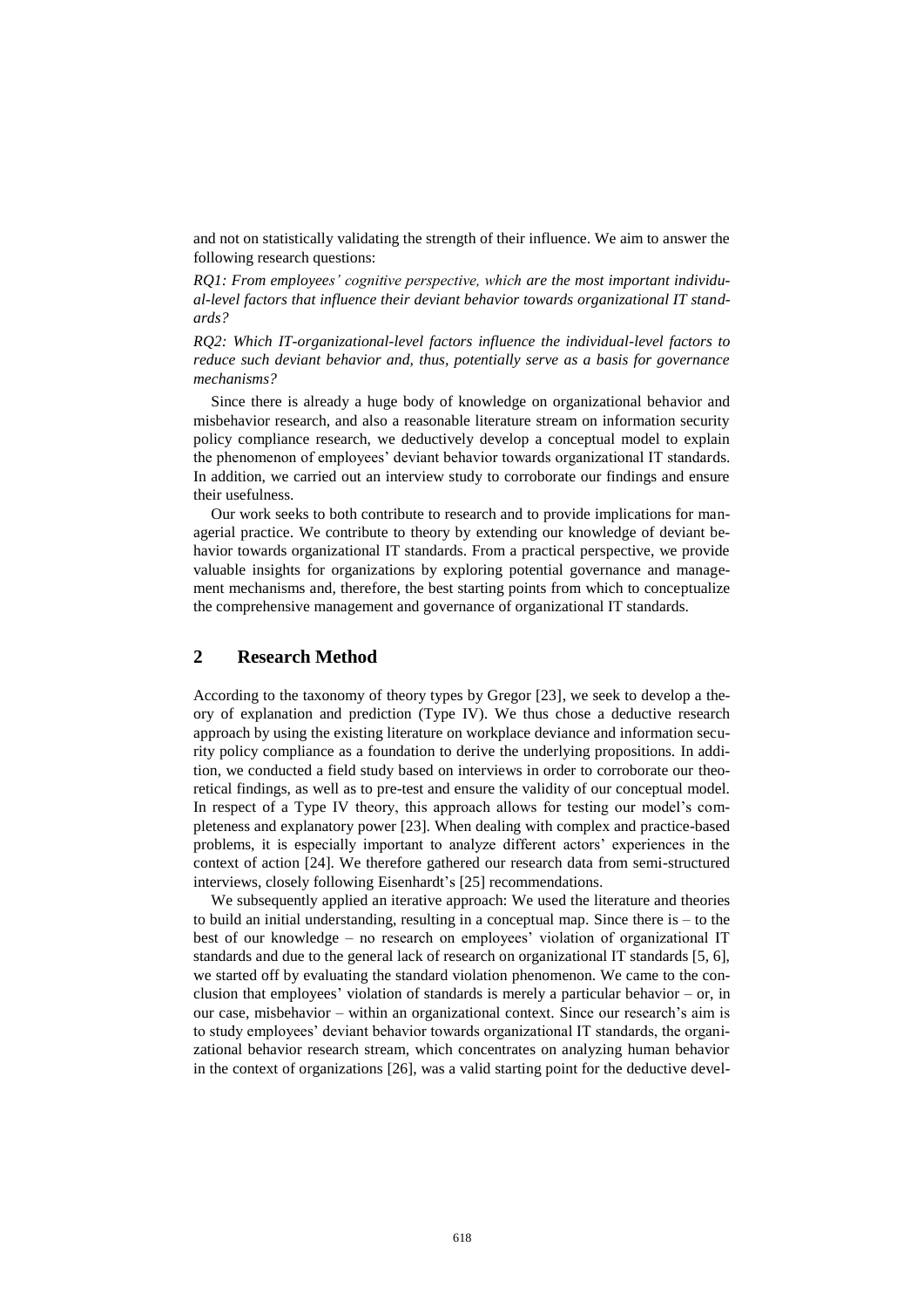and not on statistically validating the strength of their influence. We aim to answer the following research questions:

*RQ1: From employees' cognitive perspective, which are the most important individual-level factors that influence their deviant behavior towards organizational IT standards?*

*RQ2: Which IT-organizational-level factors influence the individual-level factors to reduce such deviant behavior and, thus, potentially serve as a basis for governance mechanisms?*

Since there is already a huge body of knowledge on organizational behavior and misbehavior research, and also a reasonable literature stream on information security policy compliance research, we deductively develop a conceptual model to explain the phenomenon of employees' deviant behavior towards organizational IT standards. In addition, we carried out an interview study to corroborate our findings and ensure their usefulness.

Our work seeks to both contribute to research and to provide implications for managerial practice. We contribute to theory by extending our knowledge of deviant behavior towards organizational IT standards. From a practical perspective, we provide valuable insights for organizations by exploring potential governance and management mechanisms and, therefore, the best starting points from which to conceptualize the comprehensive management and governance of organizational IT standards.

## 2 Research Method

According to the taxonomy of theory types by Gregor [23], we seek to develop a theory of explanation and prediction (Type IV). We thus chose a deductive research approach by using the existing literature on workplace deviance and information security policy compliance as a foundation to derive the underlying propositions. In addition, we conducted a field study based on interviews in order to corroborate our theoretical findings, as well as to pre-test and ensure the validity of our conceptual model. In respect of a Type IV theory, this approach allows for testing our model's completeness and explanatory power [23]. When dealing with complex and practice-based problems, it is especially important to analyze different actors' experiences in the context of action [24]. We therefore gathered our research data from semi-structured interviews, closely following Eisenhardt's [25] recommendations.

We subsequently applied an iterative approach: We used the literature and theories to build an initial understanding, resulting in a conceptual map. Since there is – to the best of our knowledge – no research on employees' violation of organizational IT standards and due to the general lack of research on organizational IT standards [5, 6], we started off by evaluating the standard violation phenomenon. We came to the conclusion that employees' violation of standards is merely a particular behavior – or, in our case, misbehavior – within an organizational context. Since our research's aim is to study employees' deviant behavior towards organizational IT standards, the organizational behavior research stream, which concentrates on analyzing human behavior in the context of organizations [26], was a valid starting point for the deductive devel-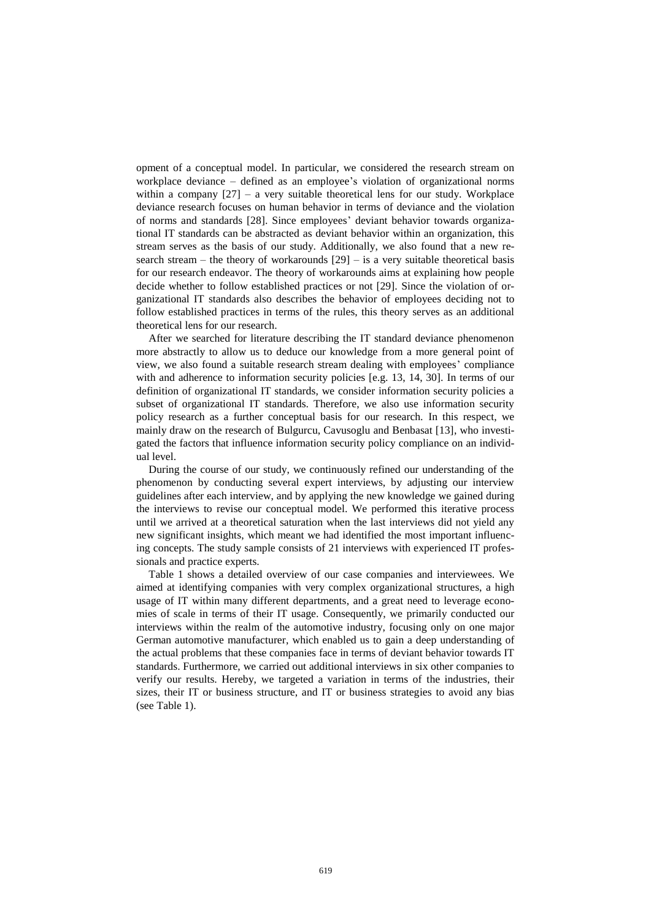opment of a conceptual model. In particular, we considered the research stream on workplace deviance – defined as an employee's violation of organizational norms within a company [27] – a very suitable theoretical lens for our study. Workplace deviance research focuses on human behavior in terms of deviance and the violation of norms and standards [28]. Since employees' deviant behavior towards organizational IT standards can be abstracted as deviant behavior within an organization, this stream serves as the basis of our study. Additionally, we also found that a new research stream – the theory of workarounds [29] – is a very suitable theoretical basis for our research endeavor. The theory of workarounds aims at explaining how people decide whether to follow established practices or not [29]. Since the violation of organizational IT standards also describes the behavior of employees deciding not to follow established practices in terms of the rules, this theory serves as an additional theoretical lens for our research.

After we searched for literature describing the IT standard deviance phenomenon more abstractly to allow us to deduce our knowledge from a more general point of view, we also found a suitable research stream dealing with employees' compliance with and adherence to information security policies [e.g. 13, 14, 30]. In terms of our definition of organizational IT standards, we consider information security policies a subset of organizational IT standards. Therefore, we also use information security policy research as a further conceptual basis for our research. In this respect, we mainly draw on the research of Bulgurcu, Cavusoglu and Benbasat [13], who investigated the factors that influence information security policy compliance on an individual level.

During the course of our study, we continuously refined our understanding of the phenomenon by conducting several expert interviews, by adjusting our interview guidelines after each interview, and by applying the new knowledge we gained during the interviews to revise our conceptual model. We performed this iterative process until we arrived at a theoretical saturation when the last interviews did not yield any new significant insights, which meant we had identified the most important influencing concepts. The study sample consists of 21 interviews with experienced IT professionals and practice experts.

Table 1 shows a detailed overview of our case companies and interviewees. We aimed at identifying companies with very complex organizational structures, a high usage of IT within many different departments, and a great need to leverage economies of scale in terms of their IT usage. Consequently, we primarily conducted our interviews within the realm of the automotive industry, focusing only on one major German automotive manufacturer, which enabled us to gain a deep understanding of the actual problems that these companies face in terms of deviant behavior towards IT standards. Furthermore, we carried out additional interviews in six other companies to verify our results. Hereby, we targeted a variation in terms of the industries, their sizes, their IT or business structure, and IT or business strategies to avoid any bias (see Table 1).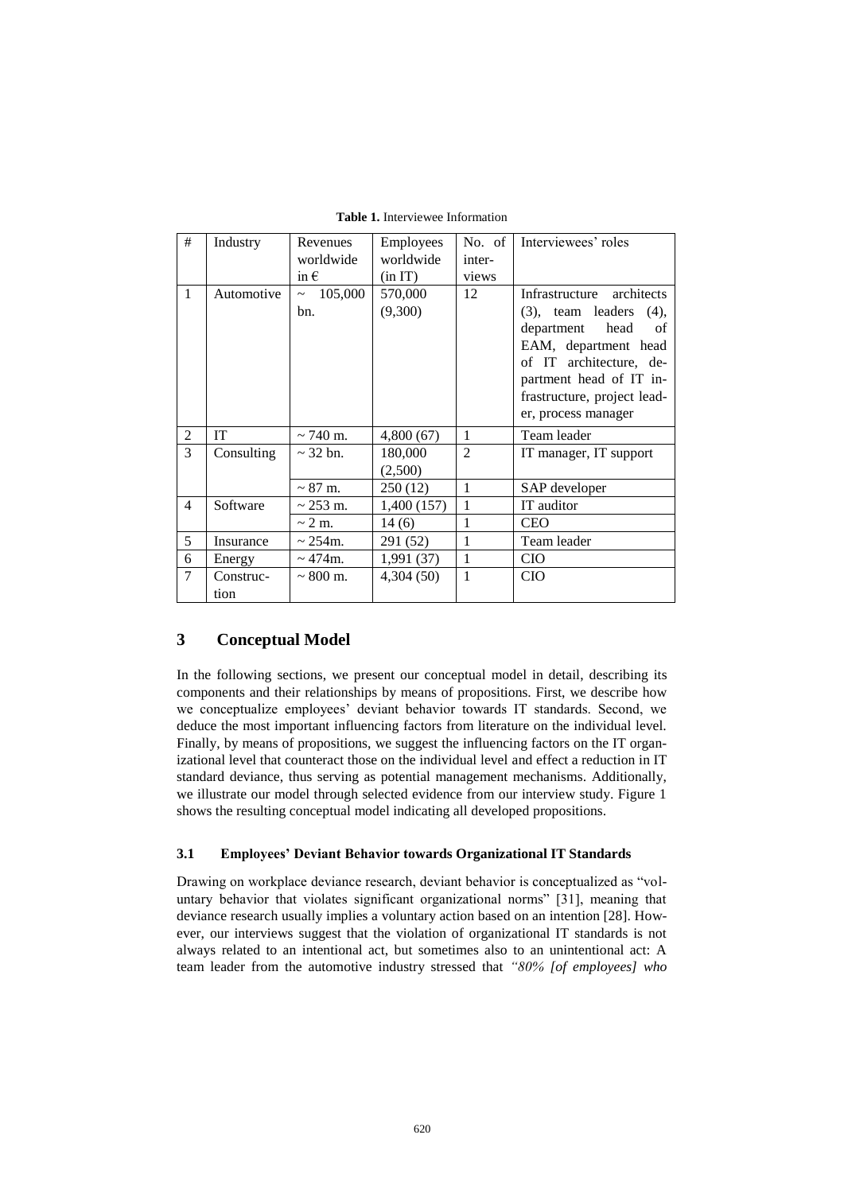**Table 1.** Interviewee Information

| # | Industry | Revenues worldwide in € | Employees worldwide (in IT) | No. of interviews | Interviewees' roles |
|---|---|---|---|---|---|
| 1 | Automotive | ~ 105,000 bn. | 570,000 (9,300) | 12 | Infrastructure architects (3), team leaders (4), department head of EAM, department head of IT architecture, department head of IT infrastructure, project leader, process manager |
| 2 | IT | ~ 740 m. | 4,800 (67) | 1 | Team leader |
| 3 | Consulting | ~ 32 bn. | 180,000 (2,500) | 2 | IT manager, IT support |
| | | ~ 87 m. | 250 (12) | 1 | SAP developer |
| 4 | Software | ~ 253 m. | 1,400 (157) | 1 | IT auditor |
| | | ~ 2 m. | 14 (6) | 1 | CEO |
| 5 | Insurance | ~ 254m. | 291 (52) | 1 | Team leader |
| 6 | Energy | ~ 474m. | 1,991 (37) | 1 | CIO |
| 7 | Construction | ~ 800 m. | 4,304 (50) | 1 | CIO |

## 3 Conceptual Model

In the following sections, we present our conceptual model in detail, describing its components and their relationships by means of propositions. First, we describe how we conceptualize employees' deviant behavior towards IT standards. Second, we deduce the most important influencing factors from literature on the individual level. Finally, by means of propositions, we suggest the influencing factors on the IT organizational level that counteract those on the individual level and effect a reduction in IT standard deviance, thus serving as potential management mechanisms. Additionally, we illustrate our model through selected evidence from our interview study. Figure 1 shows the resulting conceptual model indicating all developed propositions.

### 3.1 Employees' Deviant Behavior towards Organizational IT Standards

Drawing on workplace deviance research, deviant behavior is conceptualized as "voluntary behavior that violates significant organizational norms" [31], meaning that deviance research usually implies a voluntary action based on an intention [28]. However, our interviews suggest that the violation of organizational IT standards is not always related to an intentional act, but sometimes also to an unintentional act: A team leader from the automotive industry stressed that *"80% [of employees] who*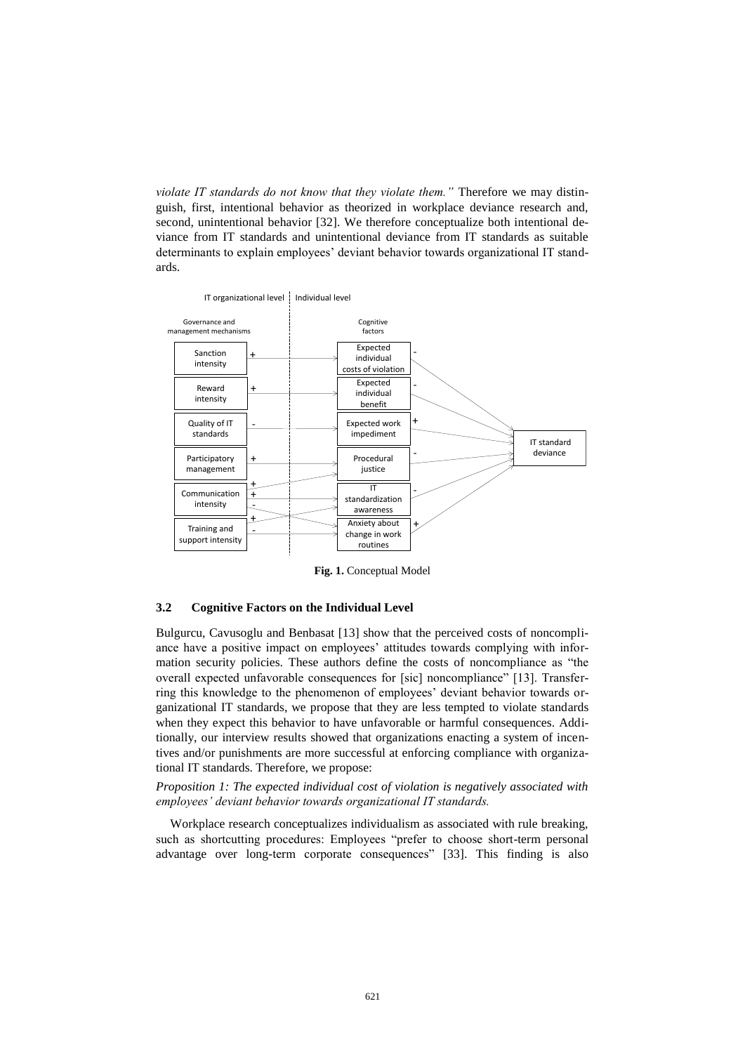*violate IT standards do not know that they violate them."* Therefore we may distinguish, first, intentional behavior as theorized in workplace deviance research and, second, unintentional behavior [32]. We therefore conceptualize both intentional deviance from IT standards and unintentional deviance from IT standards as suitable determinants to explain employees' deviant behavior towards organizational IT standards.

**Fig. 1.** Conceptual Model

### 3.2 Cognitive Factors on the Individual Level

Bulgurcu, Cavusoglu and Benbasat [13] show that the perceived costs of noncompliance have a positive impact on employees' attitudes towards complying with information security policies. These authors define the costs of noncompliance as "the overall expected unfavorable consequences for [sic] noncompliance" [13]. Transferring this knowledge to the phenomenon of employees' deviant behavior towards organizational IT standards, we propose that they are less tempted to violate standards when they expect this behavior to have unfavorable or harmful consequences. Additionally, our interview results showed that organizations enacting a system of incentives and/or punishments are more successful at enforcing compliance with organizational IT standards. Therefore, we propose:

*Proposition 1: The expected individual cost of violation is negatively associated with employees' deviant behavior towards organizational IT standards.*

Workplace research conceptualizes individualism as associated with rule breaking, such as shortcutting procedures: Employees "prefer to choose short-term personal advantage over long-term corporate consequences" [33]. This finding is also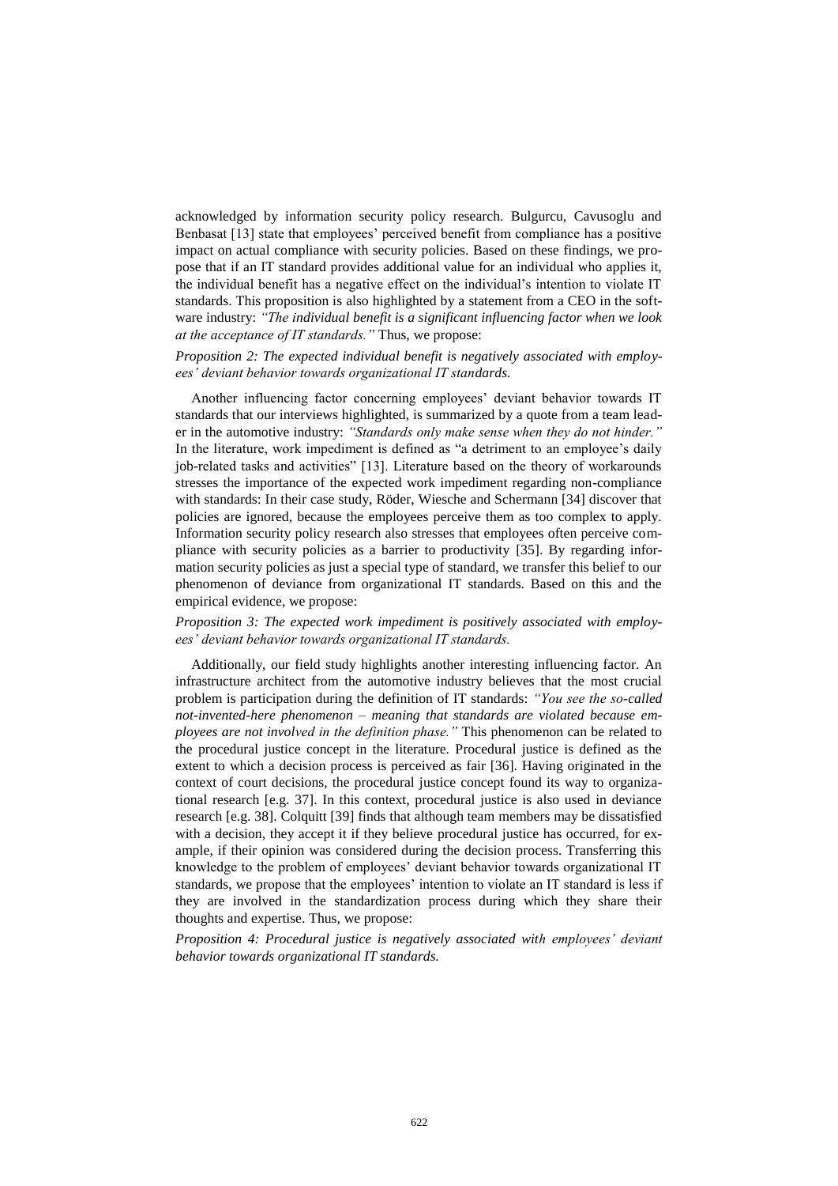acknowledged by information security policy research. Bulgurcu, Cavusoglu and Benbasat [13] state that employees' perceived benefit from compliance has a positive impact on actual compliance with security policies. Based on these findings, we propose that if an IT standard provides additional value for an individual who applies it, the individual benefit has a negative effect on the individual's intention to violate IT standards. This proposition is also highlighted by a statement from a CEO in the software industry: *"The individual benefit is a significant influencing factor when we look at the acceptance of IT standards."* Thus, we propose:

*Proposition 2: The expected individual benefit is negatively associated with employees' deviant behavior towards organizational IT standards.*

Another influencing factor concerning employees' deviant behavior towards IT standards that our interviews highlighted, is summarized by a quote from a team leader in the automotive industry: *"Standards only make sense when they do not hinder."* In the literature, work impediment is defined as "a detriment to an employee's daily job-related tasks and activities" [13]. Literature based on the theory of workarounds stresses the importance of the expected work impediment regarding non-compliance with standards: In their case study, Röder, Wiesche and Schermann [34] discover that policies are ignored, because the employees perceive them as too complex to apply. Information security policy research also stresses that employees often perceive compliance with security policies as a barrier to productivity [35]. By regarding information security policies as just a special type of standard, we transfer this belief to our phenomenon of deviance from organizational IT standards. Based on this and the empirical evidence, we propose:

*Proposition 3: The expected work impediment is positively associated with employees' deviant behavior towards organizational IT standards.*

Additionally, our field study highlights another interesting influencing factor. An infrastructure architect from the automotive industry believes that the most crucial problem is participation during the definition of IT standards: *"You see the so-called not-invented-here phenomenon – meaning that standards are violated because employees are not involved in the definition phase."* This phenomenon can be related to the procedural justice concept in the literature. Procedural justice is defined as the extent to which a decision process is perceived as fair [36]. Having originated in the context of court decisions, the procedural justice concept found its way to organizational research [e.g. 37]. In this context, procedural justice is also used in deviance research [e.g. 38]. Colquitt [39] finds that although team members may be dissatisfied with a decision, they accept it if they believe procedural justice has occurred, for example, if their opinion was considered during the decision process. Transferring this knowledge to the problem of employees' deviant behavior towards organizational IT standards, we propose that the employees' intention to violate an IT standard is less if they are involved in the standardization process during which they share their thoughts and expertise. Thus, we propose:

*Proposition 4: Procedural justice is negatively associated with employees' deviant behavior towards organizational IT standards.*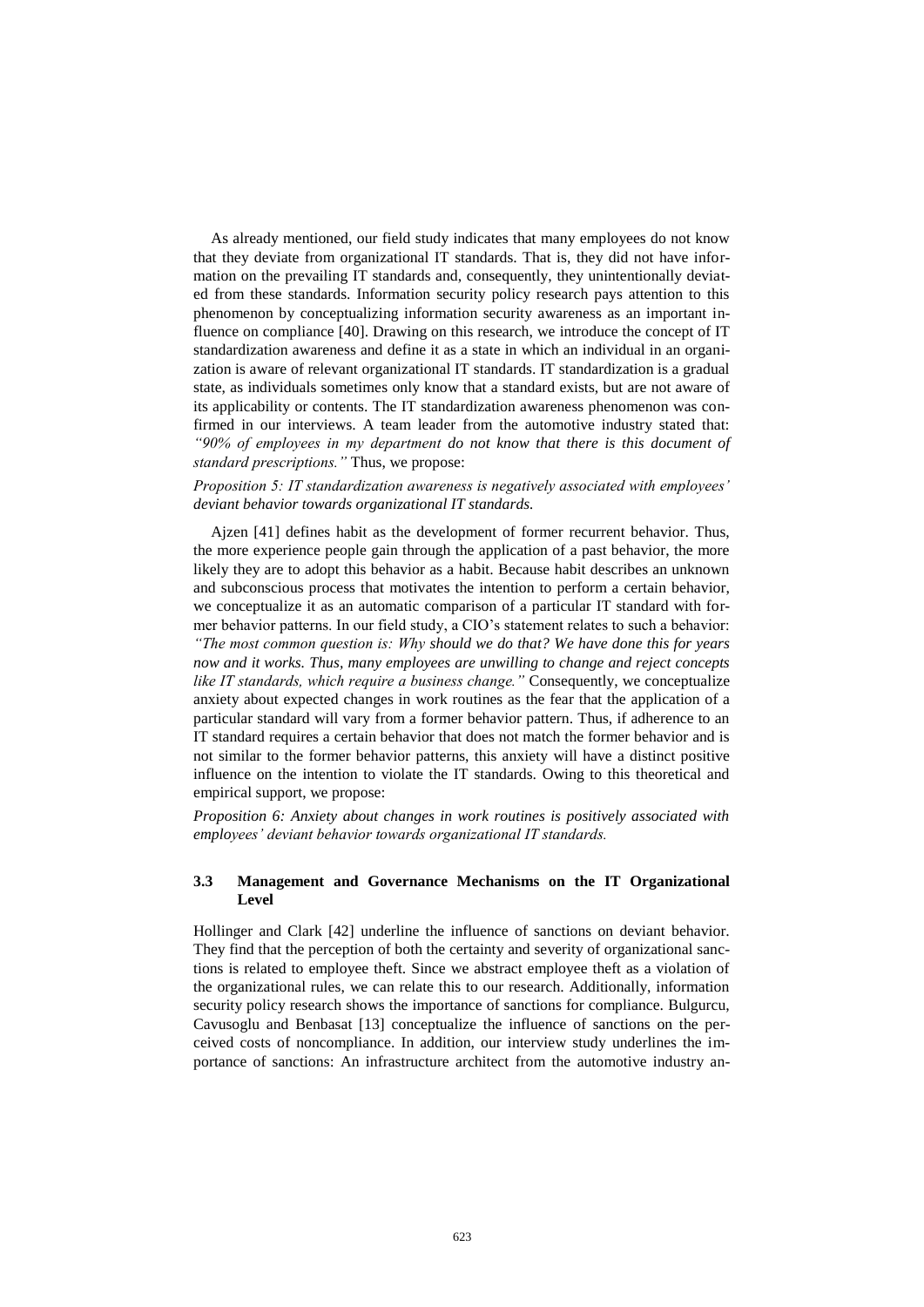As already mentioned, our field study indicates that many employees do not know that they deviate from organizational IT standards. That is, they did not have information on the prevailing IT standards and, consequently, they unintentionally deviated from these standards. Information security policy research pays attention to this phenomenon by conceptualizing information security awareness as an important influence on compliance [40]. Drawing on this research, we introduce the concept of IT standardization awareness and define it as a state in which an individual in an organization is aware of relevant organizational IT standards. IT standardization is a gradual state, as individuals sometimes only know that a standard exists, but are not aware of its applicability or contents. The IT standardization awareness phenomenon was confirmed in our interviews. A team leader from the automotive industry stated that: *"90% of employees in my department do not know that there is this document of standard prescriptions."* Thus, we propose:

*Proposition 5: IT standardization awareness is negatively associated with employees' deviant behavior towards organizational IT standards.*

Ajzen [41] defines habit as the development of former recurrent behavior. Thus, the more experience people gain through the application of a past behavior, the more likely they are to adopt this behavior as a habit. Because habit describes an unknown and subconscious process that motivates the intention to perform a certain behavior, we conceptualize it as an automatic comparison of a particular IT standard with former behavior patterns. In our field study, a CIO's statement relates to such a behavior: *"The most common question is: Why should we do that? We have done this for years now and it works. Thus, many employees are unwilling to change and reject concepts like IT standards, which require a business change."* Consequently, we conceptualize anxiety about expected changes in work routines as the fear that the application of a particular standard will vary from a former behavior pattern. Thus, if adherence to an IT standard requires a certain behavior that does not match the former behavior and is not similar to the former behavior patterns, this anxiety will have a distinct positive influence on the intention to violate the IT standards. Owing to this theoretical and empirical support, we propose:

*Proposition 6: Anxiety about changes in work routines is positively associated with employees' deviant behavior towards organizational IT standards.*

### 3.3 Management and Governance Mechanisms on the IT Organizational Level

Hollinger and Clark [42] underline the influence of sanctions on deviant behavior. They find that the perception of both the certainty and severity of organizational sanctions is related to employee theft. Since we abstract employee theft as a violation of the organizational rules, we can relate this to our research. Additionally, information security policy research shows the importance of sanctions for compliance. Bulgurcu, Cavusoglu and Benbasat [13] conceptualize the influence of sanctions on the perceived costs of noncompliance. In addition, our interview study underlines the importance of sanctions: An infrastructure architect from the automotive industry an-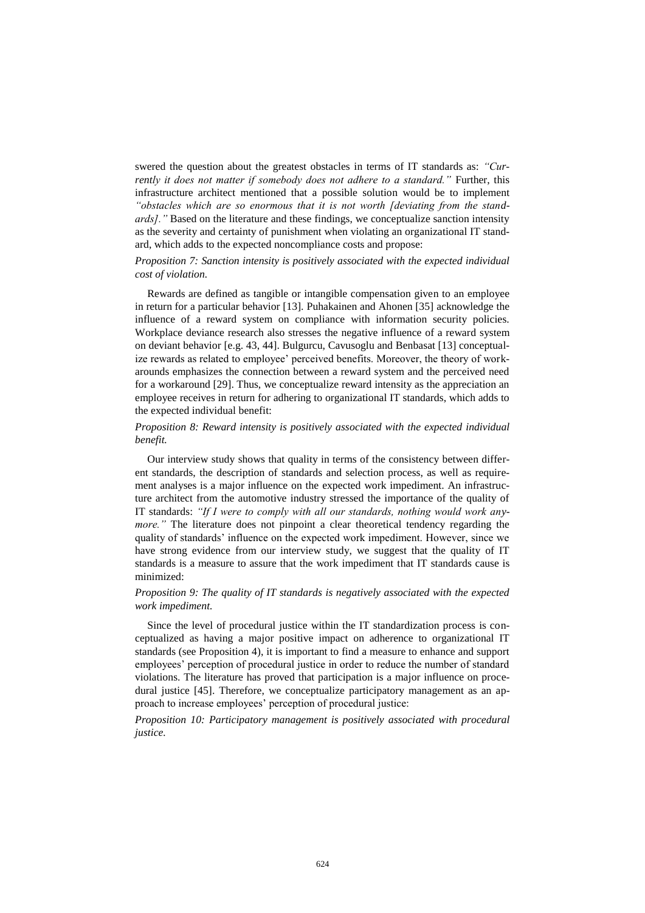swered the question about the greatest obstacles in terms of IT standards as: *"Currently it does not matter if somebody does not adhere to a standard."* Further, this infrastructure architect mentioned that a possible solution would be to implement *"obstacles which are so enormous that it is not worth [deviating from the standards]."* Based on the literature and these findings, we conceptualize sanction intensity as the severity and certainty of punishment when violating an organizational IT standard, which adds to the expected noncompliance costs and propose:

*Proposition 7: Sanction intensity is positively associated with the expected individual cost of violation.*

Rewards are defined as tangible or intangible compensation given to an employee in return for a particular behavior [13]. Puhakainen and Ahonen [35] acknowledge the influence of a reward system on compliance with information security policies. Workplace deviance research also stresses the negative influence of a reward system on deviant behavior [e.g. 43, 44]. Bulgurcu, Cavusoglu and Benbasat [13] conceptualize rewards as related to employee' perceived benefits. Moreover, the theory of workarounds emphasizes the connection between a reward system and the perceived need for a workaround [29]. Thus, we conceptualize reward intensity as the appreciation an employee receives in return for adhering to organizational IT standards, which adds to the expected individual benefit:

*Proposition 8: Reward intensity is positively associated with the expected individual benefit.*

Our interview study shows that quality in terms of the consistency between different standards, the description of standards and selection process, as well as requirement analyses is a major influence on the expected work impediment. An infrastructure architect from the automotive industry stressed the importance of the quality of IT standards: *"If I were to comply with all our standards, nothing would work anymore."* The literature does not pinpoint a clear theoretical tendency regarding the quality of standards' influence on the expected work impediment. However, since we have strong evidence from our interview study, we suggest that the quality of IT standards is a measure to assure that the work impediment that IT standards cause is minimized:

*Proposition 9: The quality of IT standards is negatively associated with the expected work impediment.*

Since the level of procedural justice within the IT standardization process is conceptualized as having a major positive impact on adherence to organizational IT standards (see Proposition 4), it is important to find a measure to enhance and support employees' perception of procedural justice in order to reduce the number of standard violations. The literature has proved that participation is a major influence on procedural justice [45]. Therefore, we conceptualize participatory management as an approach to increase employees' perception of procedural justice:

*Proposition 10: Participatory management is positively associated with procedural justice.*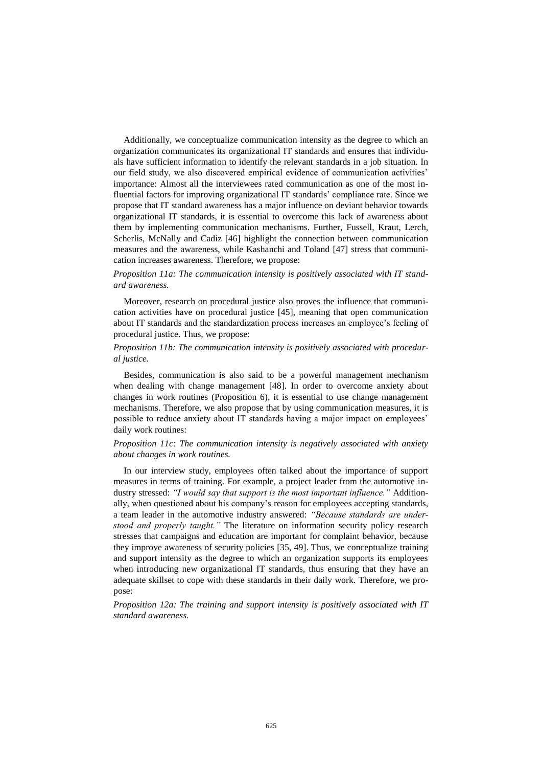Additionally, we conceptualize communication intensity as the degree to which an organization communicates its organizational IT standards and ensures that individuals have sufficient information to identify the relevant standards in a job situation. In our field study, we also discovered empirical evidence of communication activities' importance: Almost all the interviewees rated communication as one of the most influential factors for improving organizational IT standards' compliance rate. Since we propose that IT standard awareness has a major influence on deviant behavior towards organizational IT standards, it is essential to overcome this lack of awareness about them by implementing communication mechanisms. Further, Fussell, Kraut, Lerch, Scherlis, McNally and Cadiz [46] highlight the connection between communication measures and the awareness, while Kashanchi and Toland [47] stress that communication increases awareness. Therefore, we propose:

*Proposition 11a: The communication intensity is positively associated with IT standard awareness.*

Moreover, research on procedural justice also proves the influence that communication activities have on procedural justice [45], meaning that open communication about IT standards and the standardization process increases an employee's feeling of procedural justice. Thus, we propose:

*Proposition 11b: The communication intensity is positively associated with procedural justice.*

Besides, communication is also said to be a powerful management mechanism when dealing with change management [48]. In order to overcome anxiety about changes in work routines (Proposition 6), it is essential to use change management mechanisms. Therefore, we also propose that by using communication measures, it is possible to reduce anxiety about IT standards having a major impact on employees' daily work routines:

*Proposition 11c: The communication intensity is negatively associated with anxiety about changes in work routines.*

In our interview study, employees often talked about the importance of support measures in terms of training. For example, a project leader from the automotive industry stressed: *"I would say that support is the most important influence."* Additionally, when questioned about his company's reason for employees accepting standards, a team leader in the automotive industry answered: *"Because standards are understood and properly taught."* The literature on information security policy research stresses that campaigns and education are important for complaint behavior, because they improve awareness of security policies [35, 49]. Thus, we conceptualize training and support intensity as the degree to which an organization supports its employees when introducing new organizational IT standards, thus ensuring that they have an adequate skillset to cope with these standards in their daily work. Therefore, we propose:

*Proposition 12a: The training and support intensity is positively associated with IT standard awareness.*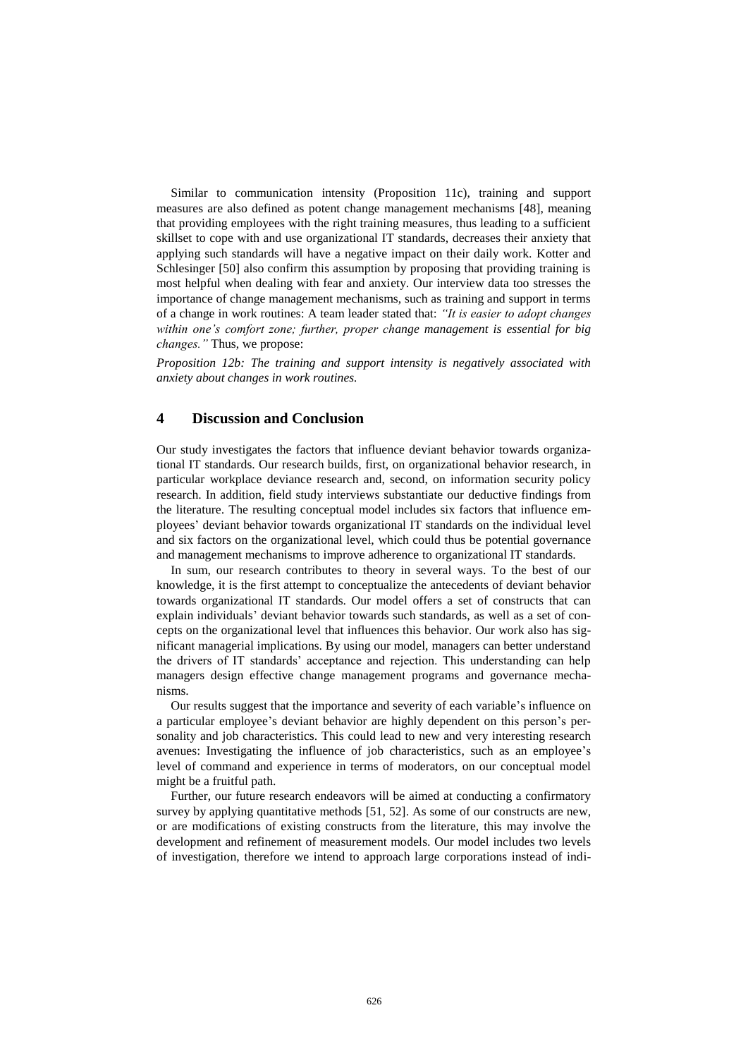Similar to communication intensity (Proposition 11c), training and support measures are also defined as potent change management mechanisms [48], meaning that providing employees with the right training measures, thus leading to a sufficient skillset to cope with and use organizational IT standards, decreases their anxiety that applying such standards will have a negative impact on their daily work. Kotter and Schlesinger [50] also confirm this assumption by proposing that providing training is most helpful when dealing with fear and anxiety. Our interview data too stresses the importance of change management mechanisms, such as training and support in terms of a change in work routines: A team leader stated that: *"It is easier to adopt changes within one's comfort zone; further, proper change management is essential for big changes."* Thus, we propose:

*Proposition 12b: The training and support intensity is negatively associated with anxiety about changes in work routines.*

## 4 Discussion and Conclusion

Our study investigates the factors that influence deviant behavior towards organizational IT standards. Our research builds, first, on organizational behavior research, in particular workplace deviance research and, second, on information security policy research. In addition, field study interviews substantiate our deductive findings from the literature. The resulting conceptual model includes six factors that influence employees' deviant behavior towards organizational IT standards on the individual level and six factors on the organizational level, which could thus be potential governance and management mechanisms to improve adherence to organizational IT standards.

In sum, our research contributes to theory in several ways. To the best of our knowledge, it is the first attempt to conceptualize the antecedents of deviant behavior towards organizational IT standards. Our model offers a set of constructs that can explain individuals' deviant behavior towards such standards, as well as a set of concepts on the organizational level that influences this behavior. Our work also has significant managerial implications. By using our model, managers can better understand the drivers of IT standards' acceptance and rejection. This understanding can help managers design effective change management programs and governance mechanisms.

Our results suggest that the importance and severity of each variable's influence on a particular employee's deviant behavior are highly dependent on this person's personality and job characteristics. This could lead to new and very interesting research avenues: Investigating the influence of job characteristics, such as an employee's level of command and experience in terms of moderators, on our conceptual model might be a fruitful path.

Further, our future research endeavors will be aimed at conducting a confirmatory survey by applying quantitative methods [51, 52]. As some of our constructs are new, or are modifications of existing constructs from the literature, this may involve the development and refinement of measurement models. Our model includes two levels of investigation, therefore we intend to approach large corporations instead of indi-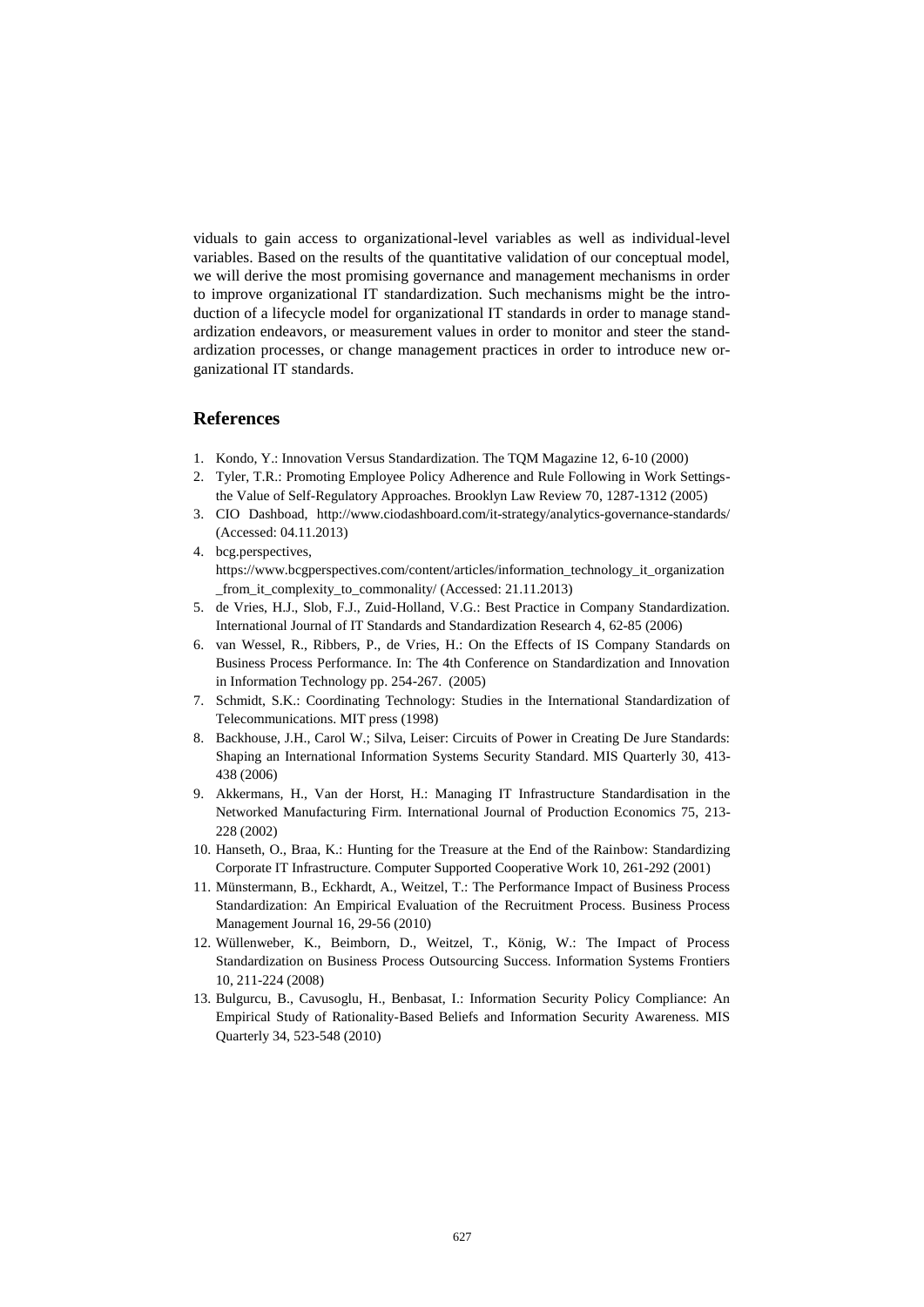viduals to gain access to organizational-level variables as well as individual-level variables. Based on the results of the quantitative validation of our conceptual model, we will derive the most promising governance and management mechanisms in order to improve organizational IT standardization. Such mechanisms might be the introduction of a lifecycle model for organizational IT standards in order to manage standardization endeavors, or measurement values in order to monitor and steer the standardization processes, or change management practices in order to introduce new organizational IT standards.

## References

1. Kondo, Y.: Innovation Versus Standardization. The TQM Magazine 12, 6-10 (2000)
2. Tyler, T.R.: Promoting Employee Policy Adherence and Rule Following in Work Settings-the Value of Self-Regulatory Approaches. Brooklyn Law Review 70, 1287-1312 (2005)
3. CIO Dashboad, http://www.ciodashboard.com/it-strategy/analytics-governance-standards/ (Accessed: 04.11.2013)
4. bcg.perspectives, https://www.bcgperspectives.com/content/articles/information_technology_it_organization_from_it_complexity_to_commonality/ (Accessed: 21.11.2013)
5. de Vries, H.J., Slob, F.J., Zuid-Holland, V.G.: Best Practice in Company Standardization. International Journal of IT Standards and Standardization Research 4, 62-85 (2006)
6. van Wessel, R., Ribbers, P., de Vries, H.: On the Effects of IS Company Standards on Business Process Performance. In: The 4th Conference on Standardization and Innovation in Information Technology pp. 254-267. (2005)
7. Schmidt, S.K.: Coordinating Technology: Studies in the International Standardization of Telecommunications. MIT press (1998)
8. Backhouse, J.H., Carol W.; Silva, Leiser: Circuits of Power in Creating De Jure Standards: Shaping an International Information Systems Security Standard. MIS Quarterly 30, 413-438 (2006)
9. Akkermans, H., Van der Horst, H.: Managing IT Infrastructure Standardisation in the Networked Manufacturing Firm. International Journal of Production Economics 75, 213-228 (2002)
10. Hanseth, O., Braa, K.: Hunting for the Treasure at the End of the Rainbow: Standardizing Corporate IT Infrastructure. Computer Supported Cooperative Work 10, 261-292 (2001)
11. Münstermann, B., Eckhardt, A., Weitzel, T.: The Performance Impact of Business Process Standardization: An Empirical Evaluation of the Recruitment Process. Business Process Management Journal 16, 29-56 (2010)
12. Wüllenweber, K., Beimborn, D., Weitzel, T., König, W.: The Impact of Process Standardization on Business Process Outsourcing Success. Information Systems Frontiers 10, 211-224 (2008)
13. Bulgurcu, B., Cavusoglu, H., Benbasat, I.: Information Security Policy Compliance: An Empirical Study of Rationality-Based Beliefs and Information Security Awareness. MIS Quarterly 34, 523-548 (2010)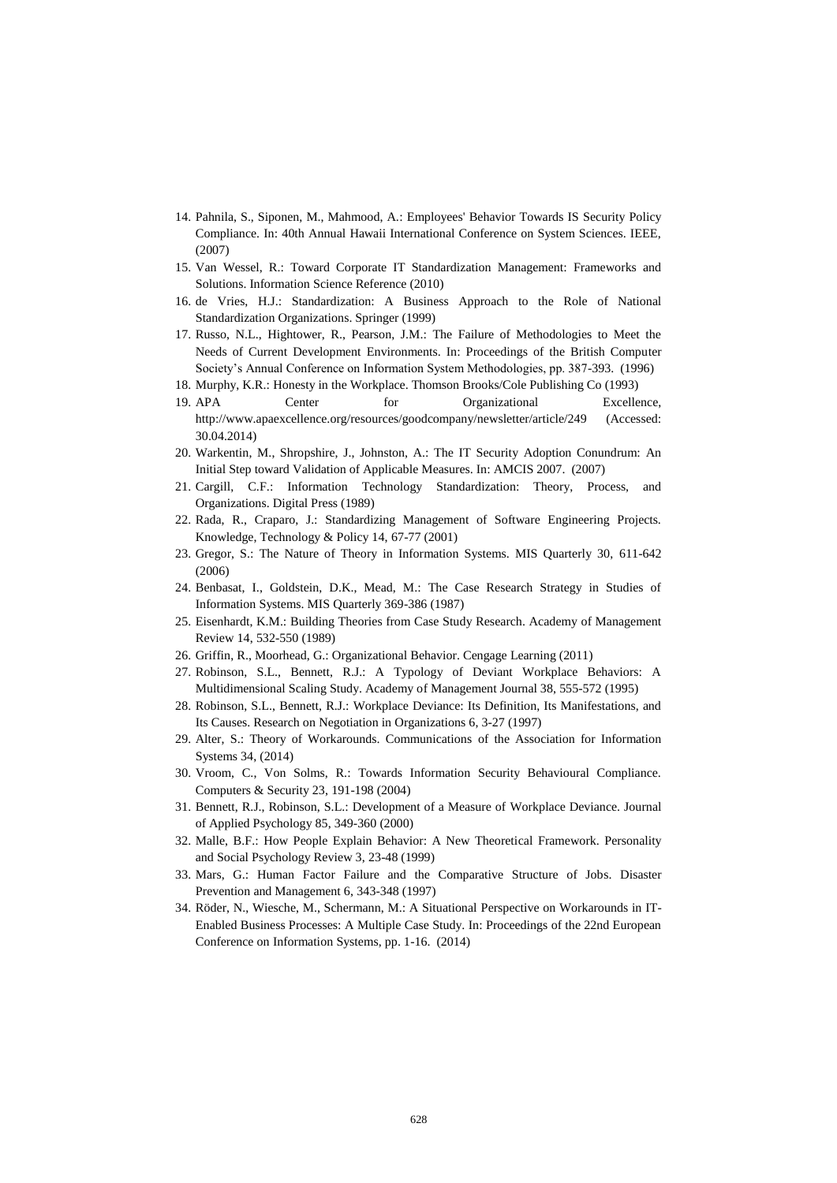14. Pahnila, S., Siponen, M., Mahmood, A.: Employees' Behavior Towards IS Security Policy Compliance. In: 40th Annual Hawaii International Conference on System Sciences. IEEE, (2007)
15. Van Wessel, R.: Toward Corporate IT Standardization Management: Frameworks and Solutions. Information Science Reference (2010)
16. de Vries, H.J.: Standardization: A Business Approach to the Role of National Standardization Organizations. Springer (1999)
17. Russo, N.L., Hightower, R., Pearson, J.M.: The Failure of Methodologies to Meet the Needs of Current Development Environments. In: Proceedings of the British Computer Society's Annual Conference on Information System Methodologies, pp. 387-393. (1996)
18. Murphy, K.R.: Honesty in the Workplace. Thomson Brooks/Cole Publishing Co (1993)
19. APA Center for Organizational Excellence, http://www.apaexcellence.org/resources/goodcompany/newsletter/article/249 (Accessed: 30.04.2014)
20. Warkentin, M., Shropshire, J., Johnston, A.: The IT Security Adoption Conundrum: An Initial Step toward Validation of Applicable Measures. In: AMCIS 2007. (2007)
21. Cargill, C.F.: Information Technology Standardization: Theory, Process, and Organizations. Digital Press (1989)
22. Rada, R., Craparo, J.: Standardizing Management of Software Engineering Projects. Knowledge, Technology & Policy 14, 67-77 (2001)
23. Gregor, S.: The Nature of Theory in Information Systems. MIS Quarterly 30, 611-642 (2006)
24. Benbasat, I., Goldstein, D.K., Mead, M.: The Case Research Strategy in Studies of Information Systems. MIS Quarterly 369-386 (1987)
25. Eisenhardt, K.M.: Building Theories from Case Study Research. Academy of Management Review 14, 532-550 (1989)
26. Griffin, R., Moorhead, G.: Organizational Behavior. Cengage Learning (2011)
27. Robinson, S.L., Bennett, R.J.: A Typology of Deviant Workplace Behaviors: A Multidimensional Scaling Study. Academy of Management Journal 38, 555-572 (1995)
28. Robinson, S.L., Bennett, R.J.: Workplace Deviance: Its Definition, Its Manifestations, and Its Causes. Research on Negotiation in Organizations 6, 3-27 (1997)
29. Alter, S.: Theory of Workarounds. Communications of the Association for Information Systems 34, (2014)
30. Vroom, C., Von Solms, R.: Towards Information Security Behavioural Compliance. Computers & Security 23, 191-198 (2004)
31. Bennett, R.J., Robinson, S.L.: Development of a Measure of Workplace Deviance. Journal of Applied Psychology 85, 349-360 (2000)
32. Malle, B.F.: How People Explain Behavior: A New Theoretical Framework. Personality and Social Psychology Review 3, 23-48 (1999)
33. Mars, G.: Human Factor Failure and the Comparative Structure of Jobs. Disaster Prevention and Management 6, 343-348 (1997)
34. Röder, N., Wiesche, M., Schermann, M.: A Situational Perspective on Workarounds in IT-Enabled Business Processes: A Multiple Case Study. In: Proceedings of the 22nd European Conference on Information Systems, pp. 1-16. (2014)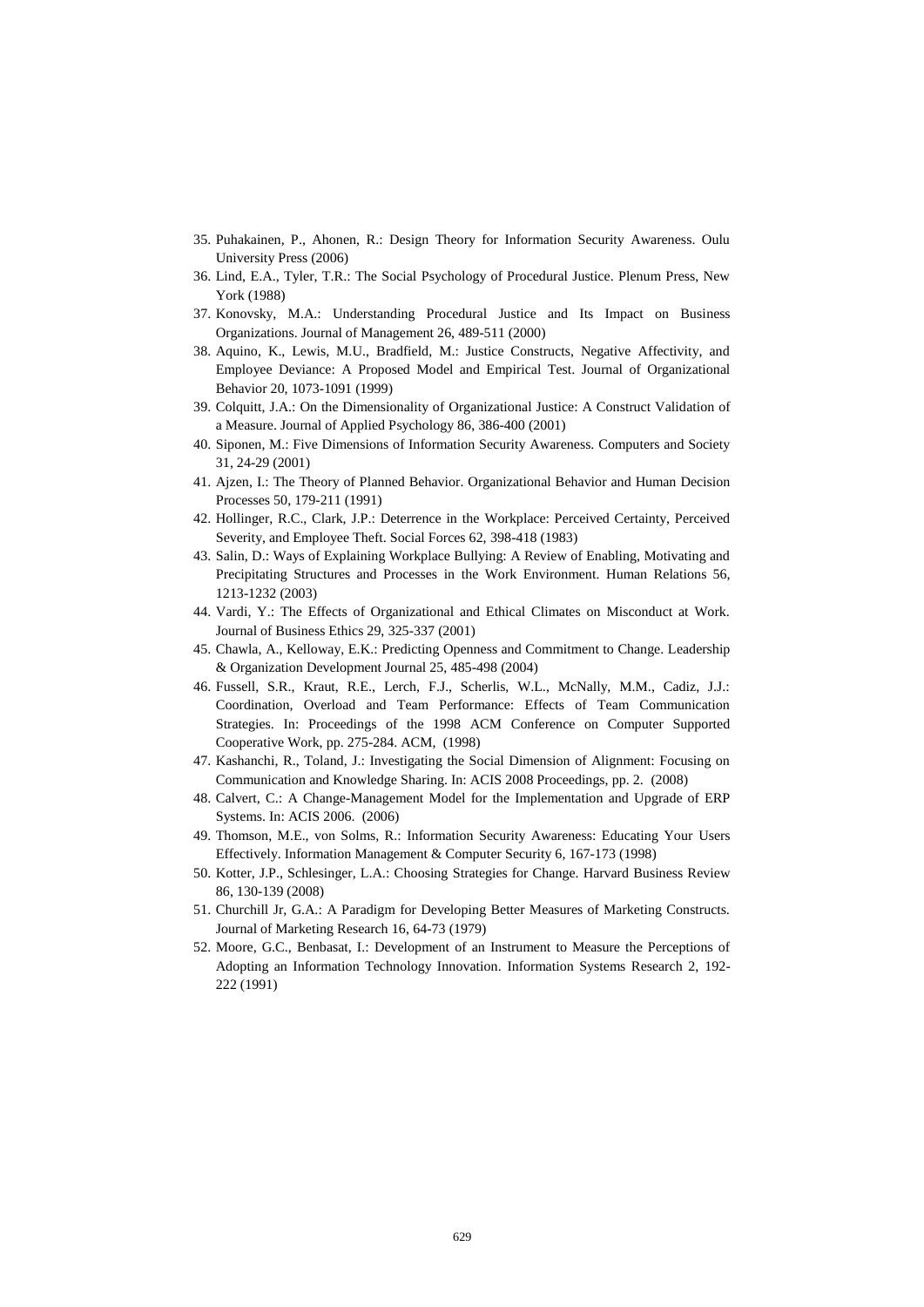35. Puhakainen, P., Ahonen, R.: Design Theory for Information Security Awareness. Oulu University Press (2006)
36. Lind, E.A., Tyler, T.R.: The Social Psychology of Procedural Justice. Plenum Press, New York (1988)
37. Konovsky, M.A.: Understanding Procedural Justice and Its Impact on Business Organizations. Journal of Management 26, 489-511 (2000)
38. Aquino, K., Lewis, M.U., Bradfield, M.: Justice Constructs, Negative Affectivity, and Employee Deviance: A Proposed Model and Empirical Test. Journal of Organizational Behavior 20, 1073-1091 (1999)
39. Colquitt, J.A.: On the Dimensionality of Organizational Justice: A Construct Validation of a Measure. Journal of Applied Psychology 86, 386-400 (2001)
40. Siponen, M.: Five Dimensions of Information Security Awareness. Computers and Society 31, 24-29 (2001)
41. Ajzen, I.: The Theory of Planned Behavior. Organizational Behavior and Human Decision Processes 50, 179-211 (1991)
42. Hollinger, R.C., Clark, J.P.: Deterrence in the Workplace: Perceived Certainty, Perceived Severity, and Employee Theft. Social Forces 62, 398-418 (1983)
43. Salin, D.: Ways of Explaining Workplace Bullying: A Review of Enabling, Motivating and Precipitating Structures and Processes in the Work Environment. Human Relations 56, 1213-1232 (2003)
44. Vardi, Y.: The Effects of Organizational and Ethical Climates on Misconduct at Work. Journal of Business Ethics 29, 325-337 (2001)
45. Chawla, A., Kelloway, E.K.: Predicting Openness and Commitment to Change. Leadership & Organization Development Journal 25, 485-498 (2004)
46. Fussell, S.R., Kraut, R.E., Lerch, F.J., Scherlis, W.L., McNally, M.M., Cadiz, J.J.: Coordination, Overload and Team Performance: Effects of Team Communication Strategies. In: Proceedings of the 1998 ACM Conference on Computer Supported Cooperative Work, pp. 275-284. ACM, (1998)
47. Kashanchi, R., Toland, J.: Investigating the Social Dimension of Alignment: Focusing on Communication and Knowledge Sharing. In: ACIS 2008 Proceedings, pp. 2. (2008)
48. Calvert, C.: A Change-Management Model for the Implementation and Upgrade of ERP Systems. In: ACIS 2006. (2006)
49. Thomson, M.E., von Solms, R.: Information Security Awareness: Educating Your Users Effectively. Information Management & Computer Security 6, 167-173 (1998)
50. Kotter, J.P., Schlesinger, L.A.: Choosing Strategies for Change. Harvard Business Review 86, 130-139 (2008)
51. Churchill Jr, G.A.: A Paradigm for Developing Better Measures of Marketing Constructs. Journal of Marketing Research 16, 64-73 (1979)
52. Moore, G.C., Benbasat, I.: Development of an Instrument to Measure the Perceptions of Adopting an Information Technology Innovation. Information Systems Research 2, 192-222 (1991)